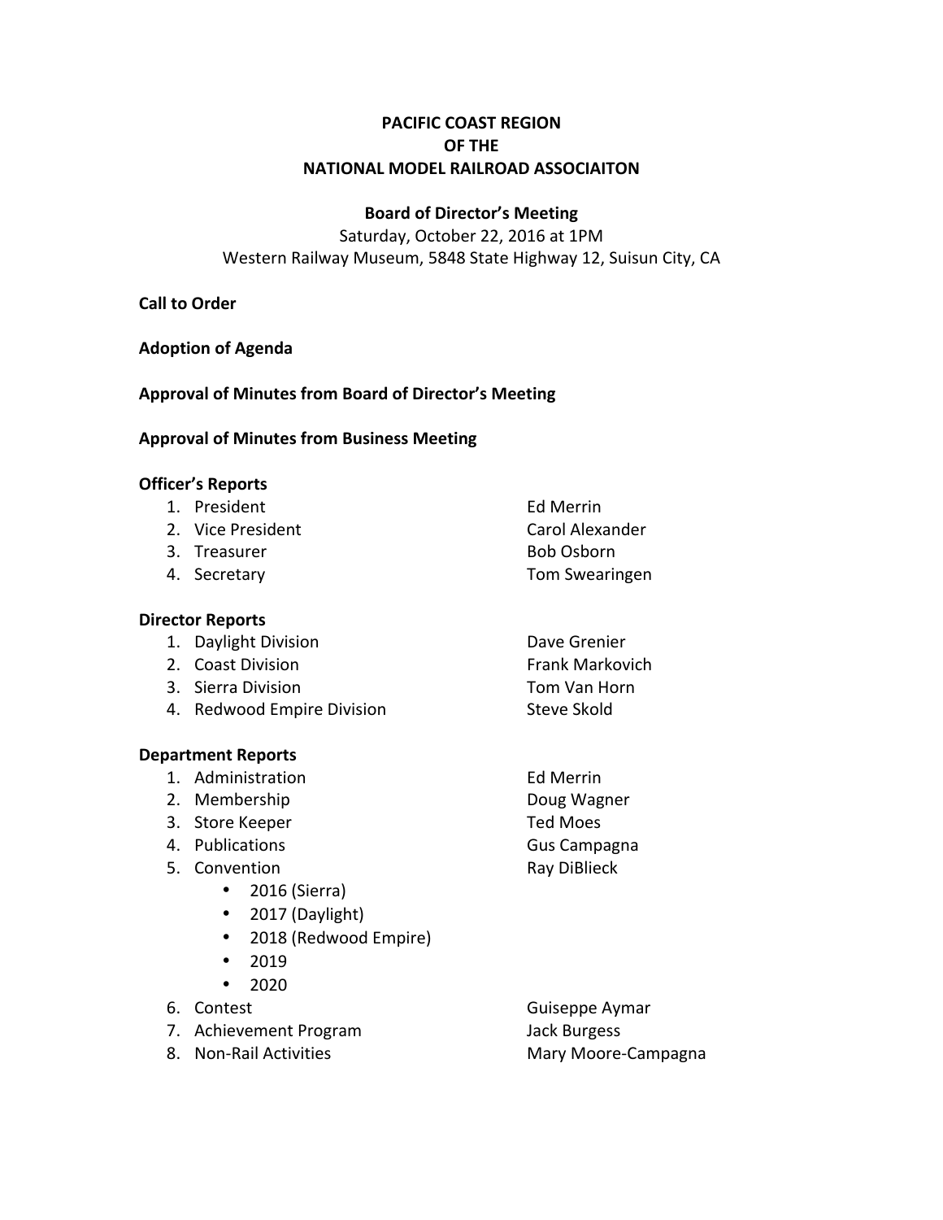# PACIFIC COAST REGION
# OF THE
# NATIONAL MODEL RAILROAD ASSOCIAITON

## Board of Director's Meeting

Saturday, October 22, 2016 at 1PM
Western Railway Museum, 5848 State Highway 12, Suisun City, CA

**Call to Order**

**Adoption of Agenda**

**Approval of Minutes from Board of Director's Meeting**

**Approval of Minutes from Business Meeting**

**Officer's Reports**

1. President — Ed Merrin
2. Vice President — Carol Alexander
3. Treasurer — Bob Osborn
4. Secretary — Tom Swearingen

**Director Reports**

1. Daylight Division — Dave Grenier
2. Coast Division — Frank Markovich
3. Sierra Division — Tom Van Horn
4. Redwood Empire Division — Steve Skold

**Department Reports**

1. Administration — Ed Merrin
2. Membership — Doug Wagner
3. Store Keeper — Ted Moes
4. Publications — Gus Campagna
5. Convention — Ray DiBlieck
    - 2016 (Sierra)
    - 2017 (Daylight)
    - 2018 (Redwood Empire)
    - 2019
    - 2020
6. Contest — Guiseppe Aymar
7. Achievement Program — Jack Burgess
8. Non-Rail Activities — Mary Moore-Campagna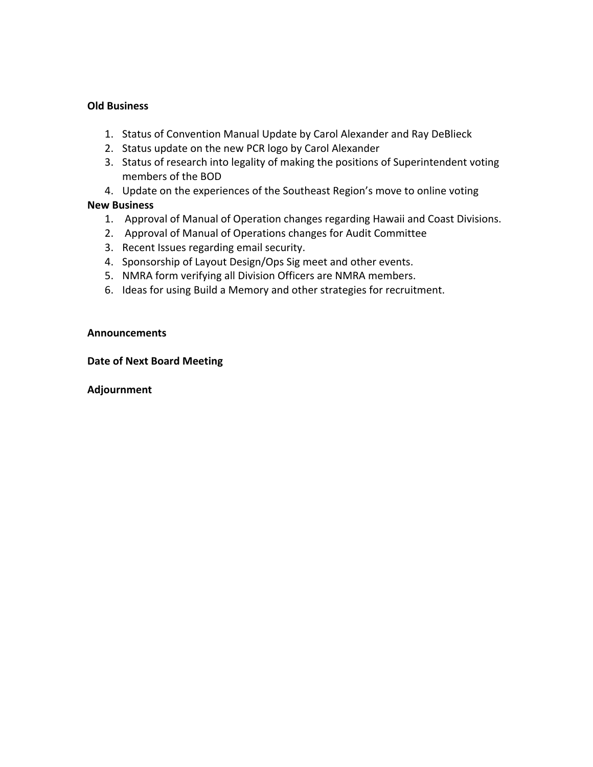**Old Business**

1. Status of Convention Manual Update by Carol Alexander and Ray DeBlieck
2. Status update on the new PCR logo by Carol Alexander
3. Status of research into legality of making the positions of Superintendent voting members of the BOD
4. Update on the experiences of the Southeast Region's move to online voting

**New Business**

1. Approval of Manual of Operation changes regarding Hawaii and Coast Divisions.
2. Approval of Manual of Operations changes for Audit Committee
3. Recent Issues regarding email security.
4. Sponsorship of Layout Design/Ops Sig meet and other events.
5. NMRA form verifying all Division Officers are NMRA members.
6. Ideas for using Build a Memory and other strategies for recruitment.

**Announcements**

**Date of Next Board Meeting**

**Adjournment**